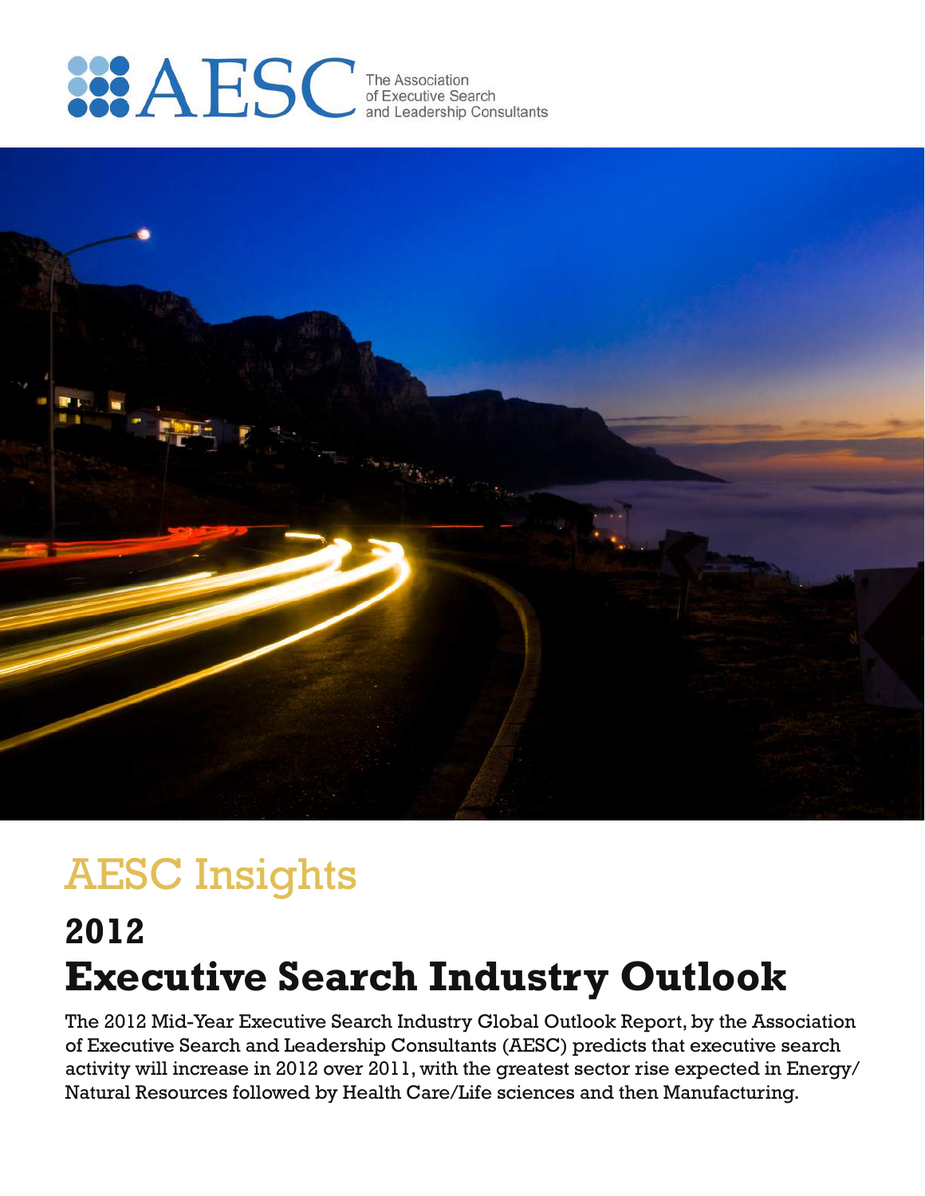AESC The Association of Executive Search and Leadership Consultants

# AESC Insights

## 2012

# Executive Search Industry Outlook

The 2012 Mid-Year Executive Search Industry Global Outlook Report, by the Association of Executive Search and Leadership Consultants (AESC) predicts that executive search activity will increase in 2012 over 2011, with the greatest sector rise expected in Energy/Natural Resources followed by Health Care/Life sciences and then Manufacturing.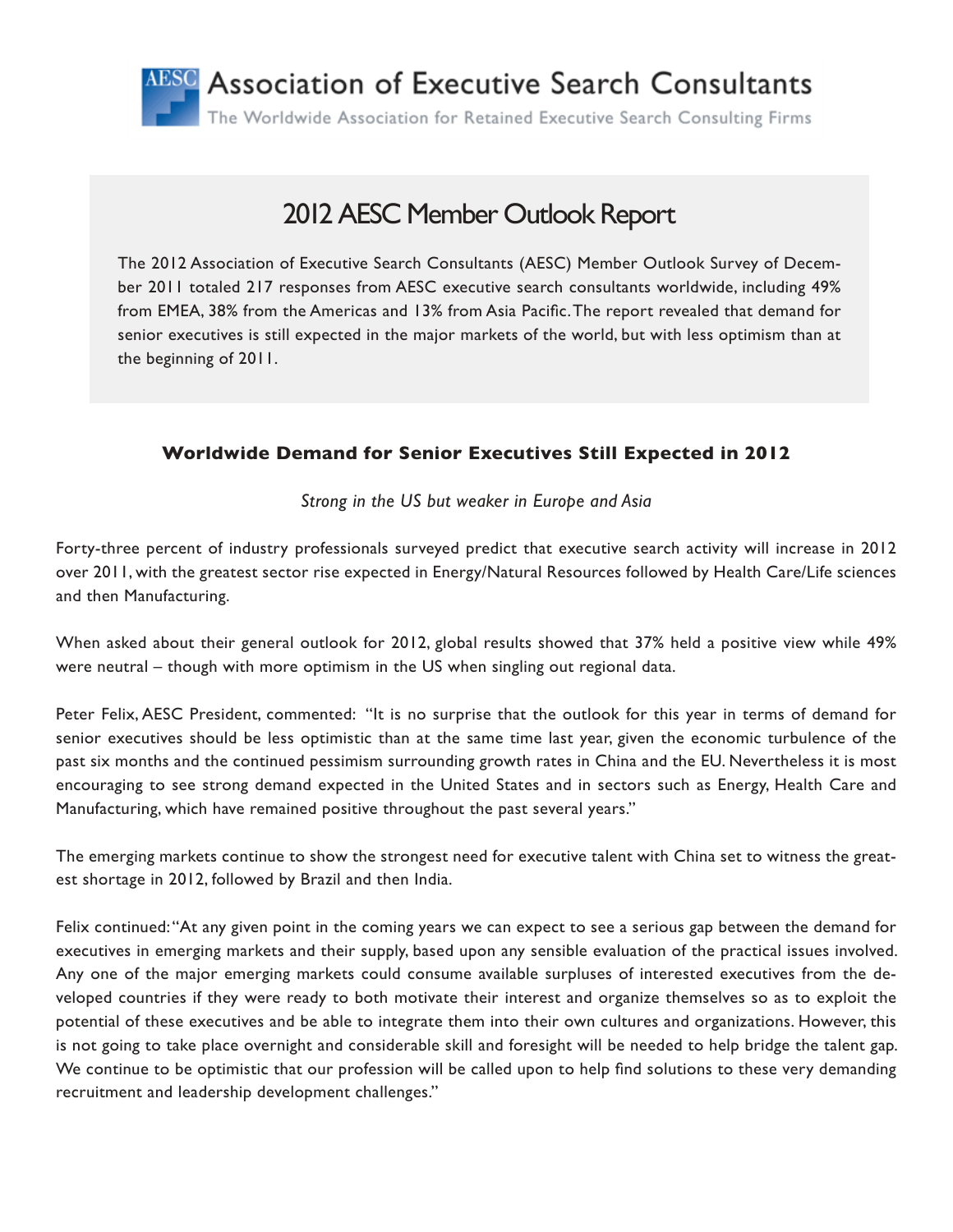Association of Executive Search Consultants

The Worldwide Association for Retained Executive Search Consulting Firms

# 2012 AESC Member Outlook Report

The 2012 Association of Executive Search Consultants (AESC) Member Outlook Survey of December 2011 totaled 217 responses from AESC executive search consultants worldwide, including 49% from EMEA, 38% from the Americas and 13% from Asia Pacific. The report revealed that demand for senior executives is still expected in the major markets of the world, but with less optimism than at the beginning of 2011.

## Worldwide Demand for Senior Executives Still Expected in 2012

*Strong in the US but weaker in Europe and Asia*

Forty-three percent of industry professionals surveyed predict that executive search activity will increase in 2012 over 2011, with the greatest sector rise expected in Energy/Natural Resources followed by Health Care/Life sciences and then Manufacturing.

When asked about their general outlook for 2012, global results showed that 37% held a positive view while 49% were neutral – though with more optimism in the US when singling out regional data.

Peter Felix, AESC President, commented: "It is no surprise that the outlook for this year in terms of demand for senior executives should be less optimistic than at the same time last year, given the economic turbulence of the past six months and the continued pessimism surrounding growth rates in China and the EU. Nevertheless it is most encouraging to see strong demand expected in the United States and in sectors such as Energy, Health Care and Manufacturing, which have remained positive throughout the past several years."

The emerging markets continue to show the strongest need for executive talent with China set to witness the greatest shortage in 2012, followed by Brazil and then India.

Felix continued: "At any given point in the coming years we can expect to see a serious gap between the demand for executives in emerging markets and their supply, based upon any sensible evaluation of the practical issues involved. Any one of the major emerging markets could consume available surpluses of interested executives from the developed countries if they were ready to both motivate their interest and organize themselves so as to exploit the potential of these executives and be able to integrate them into their own cultures and organizations. However, this is not going to take place overnight and considerable skill and foresight will be needed to help bridge the talent gap. We continue to be optimistic that our profession will be called upon to help find solutions to these very demanding recruitment and leadership development challenges."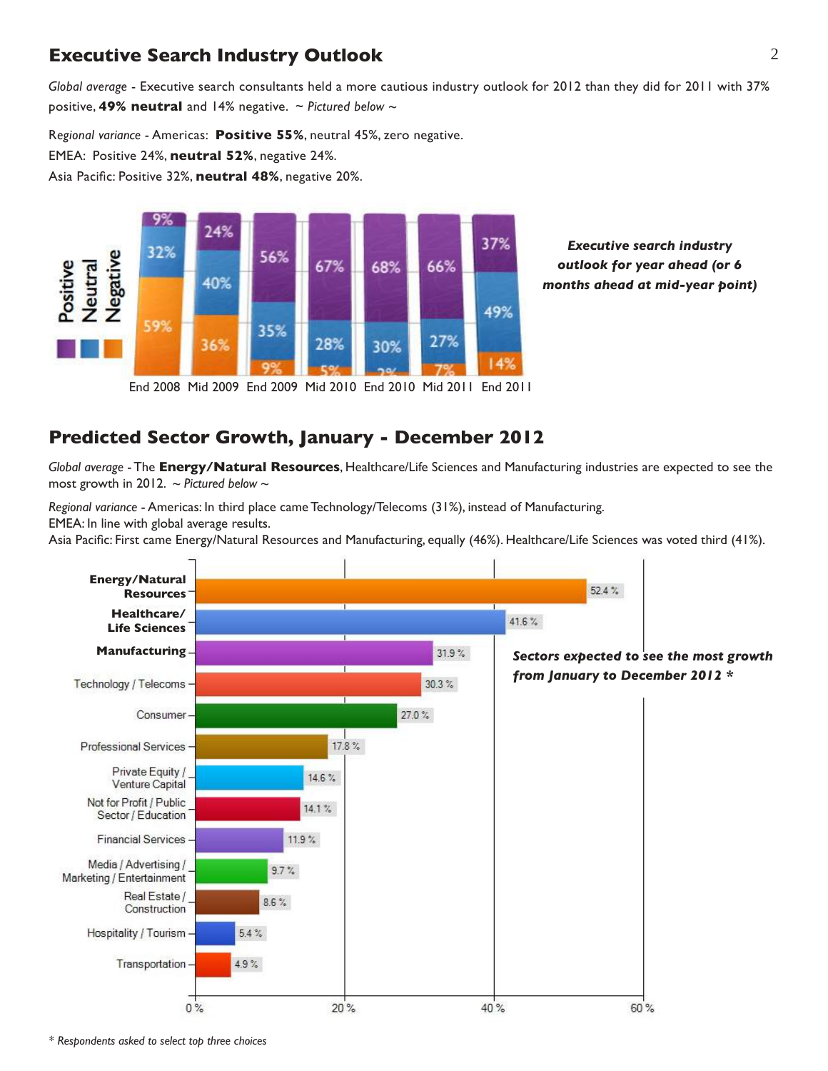## Executive Search Industry Outlook

*Global average* - Executive search consultants held a more cautious industry outlook for 2012 than they did for 2011 with 37% positive, **49% neutral** and 14% negative. ~ *Pictured below* ~

*Regional variance* - Americas: **Positive 55%**, neutral 45%, zero negative.

EMEA: Positive 24%, **neutral 52%**, negative 24%.

Asia Pacific: Positive 32%, **neutral 48%**, negative 20%.

| | End 2008 | Mid 2009 | End 2009 | Mid 2010 | End 2010 | Mid 2011 | End 2011 |
|---|---|---|---|---|---|---|---|
| Positive | 9% | 24% | 56% | 67% | 68% | 66% | 37% |
| Neutral | 32% | 40% | 35% | 28% | 30% | 27% | 49% |
| Negative | 59% | 36% | 9% | 5% | 2% | 7% | 14% |

***Executive search industry outlook for year ahead (or 6 months ahead at mid-year point)***

## Predicted Sector Growth, January - December 2012

*Global average* - The **Energy/Natural Resources**, Healthcare/Life Sciences and Manufacturing industries are expected to see the most growth in 2012. ~ *Pictured below* ~

*Regional variance* - Americas: In third place came Technology/Telecoms (31%), instead of Manufacturing.
EMEA: In line with global average results.
Asia Pacific: First came Energy/Natural Resources and Manufacturing, equally (46%). Healthcare/Life Sciences was voted third (41%).

| Sector | % |
|---|---|
| **Energy/Natural Resources** | 52.4 % |
| **Healthcare/ Life Sciences** | 41.6 % |
| **Manufacturing** | 31.9 % |
| Technology / Telecoms | 30.3 % |
| Consumer | 27.0 % |
| Professional Services | 17.8 % |
| Private Equity / Venture Capital | 14.6 % |
| Not for Profit / Public Sector / Education | 14.1 % |
| Financial Services | 11.9 % |
| Media / Advertising / Marketing / Entertainment | 9.7 % |
| Real Estate / Construction | 8.6 % |
| Hospitality / Tourism | 5.4 % |
| Transportation | 4.9 % |

***Sectors expected to see the most growth from January to December 2012 \****

*\* Respondents asked to select top three choices*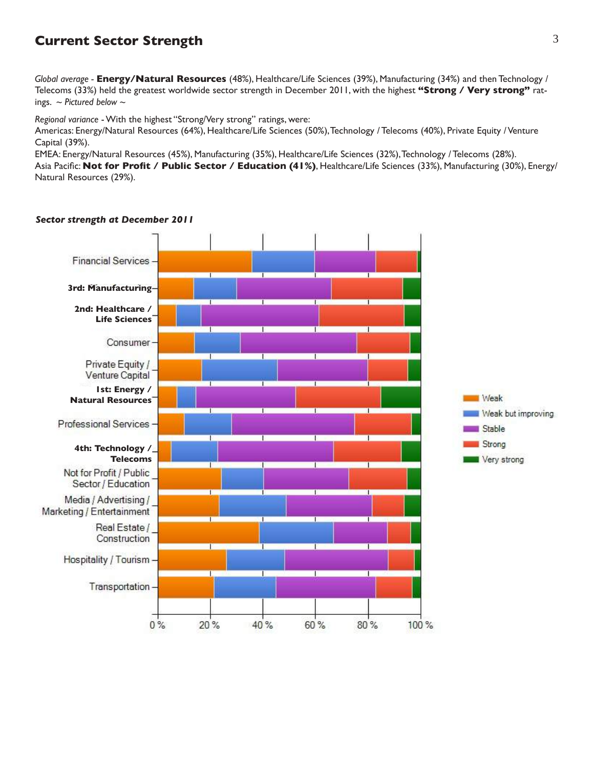## Current Sector Strength

*Global average* - **Energy/Natural Resources** (48%), Healthcare/Life Sciences (39%), Manufacturing (34%) and then Technology / Telecoms (33%) held the greatest worldwide sector strength in December 2011, with the highest **"Strong / Very strong"** ratings. *~ Pictured below ~*

*Regional variance* - With the highest "Strong/Very strong" ratings, were:
Americas: Energy/Natural Resources (64%), Healthcare/Life Sciences (50%), Technology / Telecoms (40%), Private Equity / Venture Capital (39%).
EMEA: Energy/Natural Resources (45%), Manufacturing (35%), Healthcare/Life Sciences (32%), Technology / Telecoms (28%).
Asia Pacific: **Not for Profit / Public Sector / Education (41%)**, Healthcare/Life Sciences (33%), Manufacturing (30%), Energy/ Natural Resources (29%).

***Sector strength at December 2011***

Chart legend: Weak, Weak but improving, Stable, Strong, Very strong. Sectors: Financial Services; **3rd: Manufacturing**; **2nd: Healthcare / Life Sciences**; Consumer; Private Equity / Venture Capital; **1st: Energy / Natural Resources**; Professional Services; **4th: Technology / Telecoms**; Not for Profit / Public Sector / Education; Media / Advertising / Marketing / Entertainment; Real Estate / Construction; Hospitality / Tourism; Transportation. Axis: 0 %, 20 %, 40 %, 60 %, 80 %, 100 %.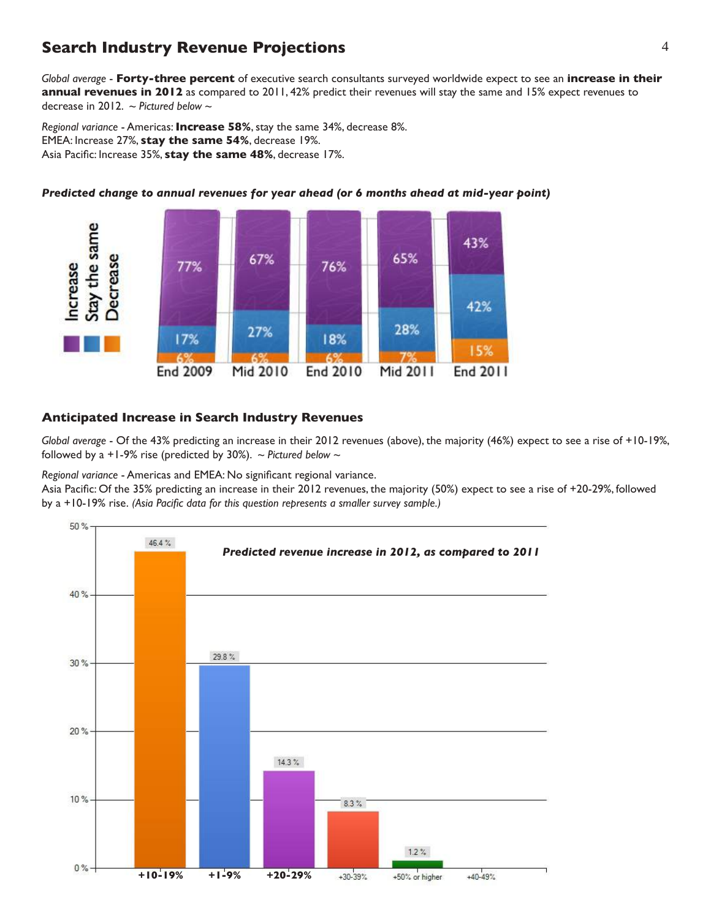## Search Industry Revenue Projections

*Global average* - **Forty-three percent** of executive search consultants surveyed worldwide expect to see an **increase in their annual revenues in 2012** as compared to 2011, 42% predict their revenues will stay the same and 15% expect revenues to decrease in 2012. *~ Pictured below ~*

*Regional variance* - Americas: **Increase 58%**, stay the same 34%, decrease 8%.
EMEA: Increase 27%, **stay the same 54%**, decrease 19%.
Asia Pacific: Increase 35%, **stay the same 48%**, decrease 17%.

***Predicted change to annual revenues for year ahead (or 6 months ahead at mid-year point)***

| | End 2009 | Mid 2010 | End 2010 | Mid 2011 | End 2011 |
|---|---|---|---|---|---|
| Increase | 77% | 67% | 76% | 65% | 43% |
| Stay the same | 17% | 27% | 18% | 28% | 42% |
| Decrease | 6% | 6% | 6% | 7% | 15% |

### Anticipated Increase in Search Industry Revenues

*Global average* - Of the 43% predicting an increase in their 2012 revenues (above), the majority (46%) expect to see a rise of +10-19%, followed by a +1-9% rise (predicted by 30%). *~ Pictured below ~*

*Regional variance* - Americas and EMEA: No significant regional variance.
Asia Pacific: Of the 35% predicting an increase in their 2012 revenues, the majority (50%) expect to see a rise of +20-29%, followed by a +10-19% rise. *(Asia Pacific data for this question represents a smaller survey sample.)*

***Predicted revenue increase in 2012, as compared to 2011***

| Predicted increase | Percentage |
|---|---|
| +10-19% | 46.4 % |
| +1-9% | 29.8 % |
| +20-29% | 14.3 % |
| +30-39% | 8.3 % |
| +50% or higher | 1.2 % |
| +40-49% | |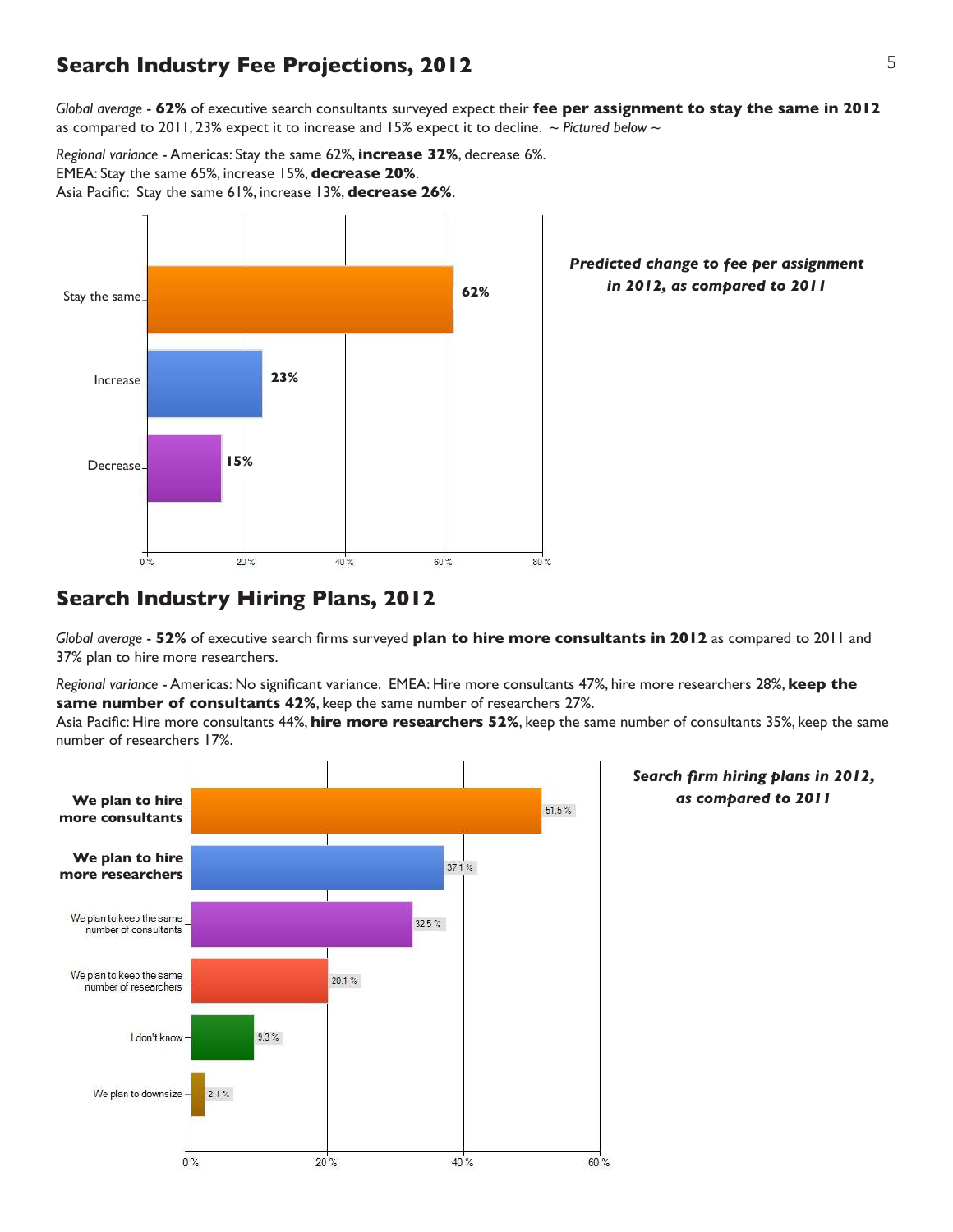## Search Industry Fee Projections, 2012

*Global average* - **62%** of executive search consultants surveyed expect their **fee per assignment to stay the same in 2012** as compared to 2011, 23% expect it to increase and 15% expect it to decline. ~ *Pictured below* ~

*Regional variance* - Americas: Stay the same 62%, **increase 32%**, decrease 6%.
EMEA: Stay the same 65%, increase 15%, **decrease 20%**.
Asia Pacific: Stay the same 61%, increase 13%, **decrease 26%**.

***Predicted change to fee per assignment in 2012, as compared to 2011***

| Response | Percentage |
|---|---|
| Stay the same | 62% |
| Increase | 23% |
| Decrease | 15% |

## Search Industry Hiring Plans, 2012

*Global average* - **52%** of executive search firms surveyed **plan to hire more consultants in 2012** as compared to 2011 and 37% plan to hire more researchers.

*Regional variance* - Americas: No significant variance. EMEA: Hire more consultants 47%, hire more researchers 28%, **keep the same number of consultants 42%**, keep the same number of researchers 27%.
Asia Pacific: Hire more consultants 44%, **hire more researchers 52%**, keep the same number of consultants 35%, keep the same number of researchers 17%.

***Search firm hiring plans in 2012, as compared to 2011***

| Response | Percentage |
|---|---|
| We plan to hire more consultants | 51.5 % |
| We plan to hire more researchers | 37.1 % |
| We plan to keep the same number of consultants | 32.5 % |
| We plan to keep the same number of researchers | 20.1 % |
| I don't know | 9.3 % |
| We plan to downsize | 2.1 % |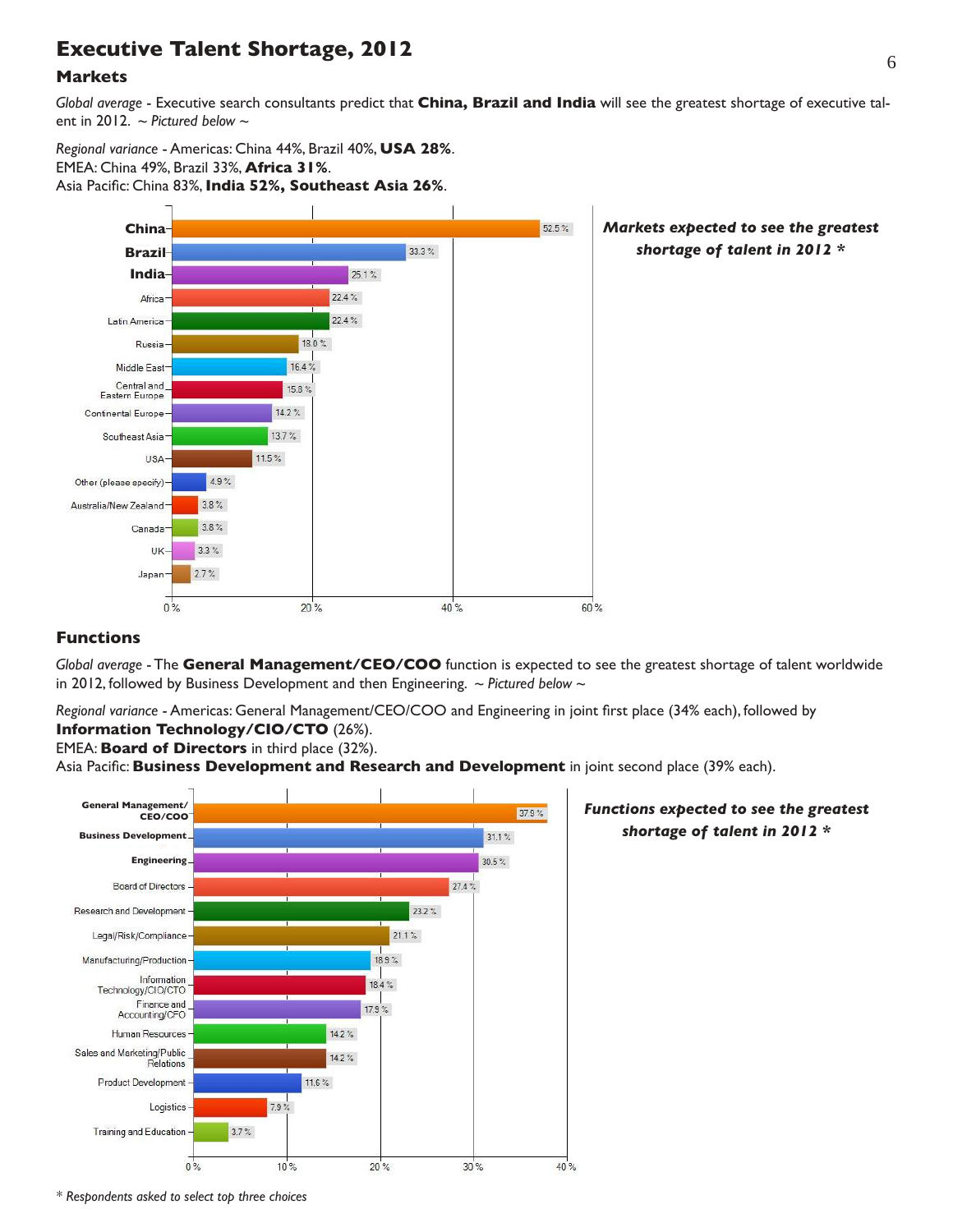# Executive Talent Shortage, 2012

## Markets

*Global average* - Executive search consultants predict that **China, Brazil and India** will see the greatest shortage of executive talent in 2012. *~ Pictured below ~*

*Regional variance* - Americas: China 44%, Brazil 40%, **USA 28%**.
EMEA: China 49%, Brazil 33%, **Africa 31%**.
Asia Pacific: China 83%, **India 52%, Southeast Asia 26%**.

***Markets expected to see the greatest shortage of talent in 2012 \****

| Market | % |
|---|---|
| **China** | 52.5 % |
| **Brazil** | 33.3 % |
| **India** | 25.1 % |
| Africa | 22.4 % |
| Latin America | 22.4 % |
| Russia | 18.0 % |
| Middle East | 16.4 % |
| Central and Eastern Europe | 15.8 % |
| Continental Europe | 14.2 % |
| Southeast Asia | 13.7 % |
| USA | 11.5 % |
| Other (please specify) | 4.9 % |
| Australia/New Zealand | 3.8 % |
| Canada | 3.8 % |
| UK | 3.3 % |
| Japan | 2.7 % |

## Functions

*Global average* - The **General Management/CEO/COO** function is expected to see the greatest shortage of talent worldwide in 2012, followed by Business Development and then Engineering. *~ Pictured below ~*

*Regional variance* - Americas: General Management/CEO/COO and Engineering in joint first place (34% each), followed by **Information Technology/CIO/CTO** (26%).
EMEA: **Board of Directors** in third place (32%).
Asia Pacific: **Business Development and Research and Development** in joint second place (39% each).

***Functions expected to see the greatest shortage of talent in 2012 \****

| Function | % |
|---|---|
| **General Management/CEO/COO** | 37.9 % |
| **Business Development** | 31.1 % |
| **Engineering** | 30.5 % |
| Board of Directors | 27.4 % |
| Research and Development | 23.2 % |
| Legal/Risk/Compliance | 21.1 % |
| Manufacturing/Production | 18.9 % |
| Information Technology/CIO/CTO | 18.4 % |
| Finance and Accounting/CFO | 17.9 % |
| Human Resources | 14.2 % |
| Sales and Marketing/Public Relations | 14.2 % |
| Product Development | 11.6 % |
| Logistics | 7.9 % |
| Training and Education | 3.7 % |

*\* Respondents asked to select top three choices*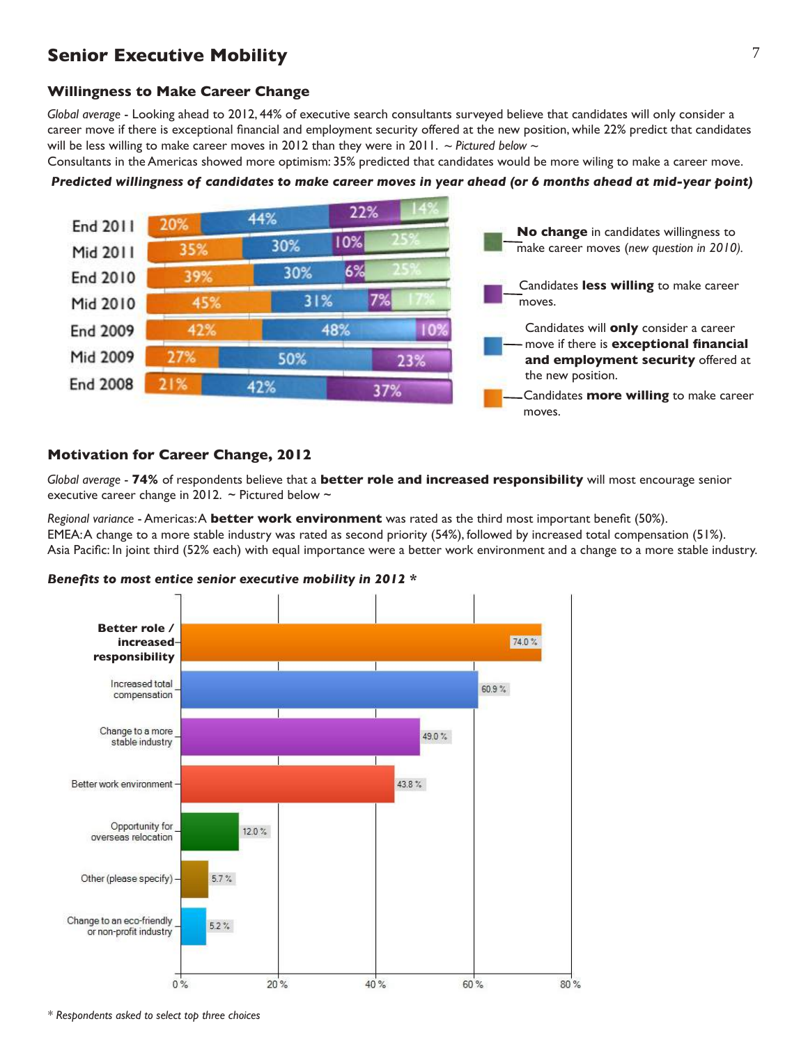## Senior Executive Mobility

### Willingness to Make Career Change

*Global average* - Looking ahead to 2012, 44% of executive search consultants surveyed believe that candidates will only consider a career move if there is exceptional financial and employment security offered at the new position, while 22% predict that candidates will be less willing to make career moves in 2012 than they were in 2011. ~ *Pictured below* ~

Consultants in the Americas showed more optimism: 35% predicted that candidates would be more wiling to make a career move.

***Predicted willingness of candidates to make career moves in year ahead (or 6 months ahead at mid-year point)***

| | More willing | Only if exceptional financial and employment security | Less willing | No change |
|---|---|---|---|---|
| End 2011 | 20% | 44% | 22% | 14% |
| Mid 2011 | 35% | 30% | 10% | 25% |
| End 2010 | 39% | 30% | 6% | 25% |
| Mid 2010 | 45% | 31% | 7% | 17% |
| End 2009 | 42% | 48% | 10% | |
| Mid 2009 | 27% | 50% | 23% | |
| End 2008 | 21% | 42% | 37% | |

- **No change** in candidates willingness to make career moves (*new question in 2010*).
- Candidates **less willing** to make career moves.
- Candidates will **only** consider a career move if there is **exceptional financial and employment security** offered at the new position.
- Candidates **more willing** to make career moves.

### Motivation for Career Change, 2012

*Global average* - **74%** of respondents believe that a **better role and increased responsibility** will most encourage senior executive career change in 2012. ~ Pictured below ~

*Regional variance* - Americas: A **better work environment** was rated as the third most important benefit (50%).
EMEA: A change to a more stable industry was rated as second priority (54%), followed by increased total compensation (51%).
Asia Pacific: In joint third (52% each) with equal importance were a better work environment and a change to a more stable industry.

***Benefits to most entice senior executive mobility in 2012 \****

| Benefit | % |
|---|---|
| **Better role / increased responsibility** | 74.0 % |
| Increased total compensation | 60.9 % |
| Change to a more stable industry | 49.0 % |
| Better work environment | 43.8 % |
| Opportunity for overseas relocation | 12.0 % |
| Other (please specify) | 5.7 % |
| Change to an eco-friendly or non-profit industry | 5.2 % |

\* *Respondents asked to select top three choices*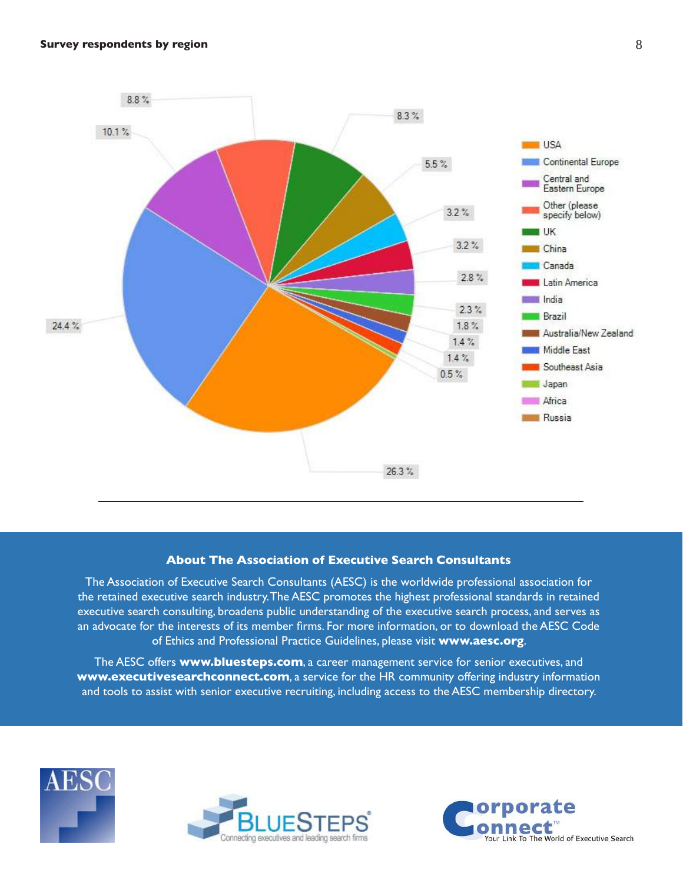**Survey respondents by region**

8.8 %
10.1 %
8.3 %
5.5 %
3.2 %
3.2 %
2.8 %
2.3 %
1.8 %
1.4 %
1.4 %
0.5 %
24.4 %
26.3 %

USA
Continental Europe
Central and Eastern Europe
Other (please specify below)
UK
China
Canada
Latin America
India
Brazil
Australia/New Zealand
Middle East
Southeast Asia
Japan
Africa
Russia

---

## About The Association of Executive Search Consultants

The Association of Executive Search Consultants (AESC) is the worldwide professional association for the retained executive search industry. The AESC promotes the highest professional standards in retained executive search consulting, broadens public understanding of the executive search process, and serves as an advocate for the interests of its member firms. For more information, or to download the AESC Code of Ethics and Professional Practice Guidelines, please visit **www.aesc.org**.

The AESC offers **www.bluesteps.com**, a career management service for senior executives, and **www.executivesearchconnect.com**, a service for the HR community offering industry information and tools to assist with senior executive recruiting, including access to the AESC membership directory.

AESC

BLUESTEPS®
Connecting executives and leading search firms

Corporate Connect™
Your Link To The World of Executive Search